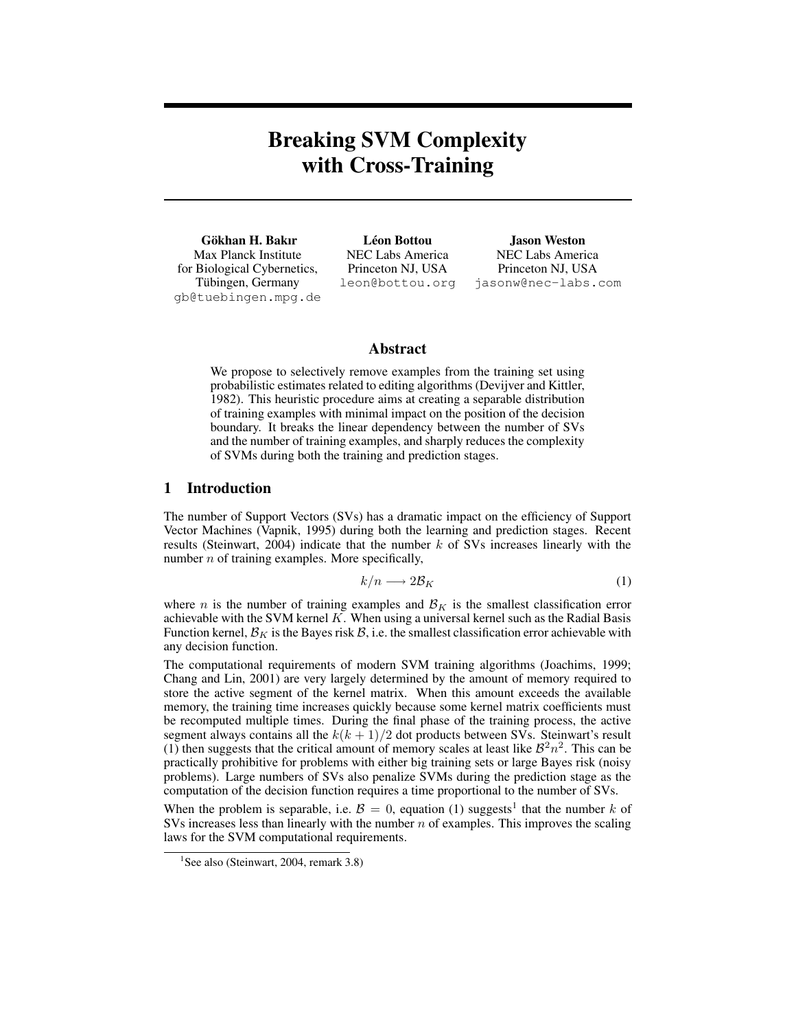# Breaking SVM Complexity with Cross-Training

**Gökhan H. Bakır**
Max Planck Institute
for Biological Cybernetics,
Tübingen, Germany
gb@tuebingen.mpg.de

**Léon Bottou**
NEC Labs America
Princeton NJ, USA
leon@bottou.org

**Jason Weston**
NEC Labs America
Princeton NJ, USA
jasonw@nec-labs.com

## Abstract

We propose to selectively remove examples from the training set using probabilistic estimates related to editing algorithms (Devijver and Kittler, 1982). This heuristic procedure aims at creating a separable distribution of training examples with minimal impact on the position of the decision boundary. It breaks the linear dependency between the number of SVs and the number of training examples, and sharply reduces the complexity of SVMs during both the training and prediction stages.

## 1 Introduction

The number of Support Vectors (SVs) has a dramatic impact on the efficiency of Support Vector Machines (Vapnik, 1995) during both the learning and prediction stages. Recent results (Steinwart, 2004) indicate that the number $k$ of SVs increases linearly with the number $n$ of training examples. More specifically,

$$k/n \longrightarrow 2\mathcal{B}_K \tag{1}$$

where $n$ is the number of training examples and $\mathcal{B}_K$ is the smallest classification error achievable with the SVM kernel $K$. When using a universal kernel such as the Radial Basis Function kernel, $\mathcal{B}_K$ is the Bayes risk $\mathcal{B}$, i.e. the smallest classification error achievable with any decision function.

The computational requirements of modern SVM training algorithms (Joachims, 1999; Chang and Lin, 2001) are very largely determined by the amount of memory required to store the active segment of the kernel matrix. When this amount exceeds the available memory, the training time increases quickly because some kernel matrix coefficients must be recomputed multiple times. During the final phase of the training process, the active segment always contains all the $k(k+1)/2$ dot products between SVs. Steinwart's result (1) then suggests that the critical amount of memory scales at least like $\mathcal{B}^2 n^2$. This can be practically prohibitive for problems with either big training sets or large Bayes risk (noisy problems). Large numbers of SVs also penalize SVMs during the prediction stage as the computation of the decision function requires a time proportional to the number of SVs.

When the problem is separable, i.e. $\mathcal{B} = 0$, equation (1) suggests[1] that the number $k$ of SVs increases less than linearly with the number $n$ of examples. This improves the scaling laws for the SVM computational requirements.

[1] See also (Steinwart, 2004, remark 3.8)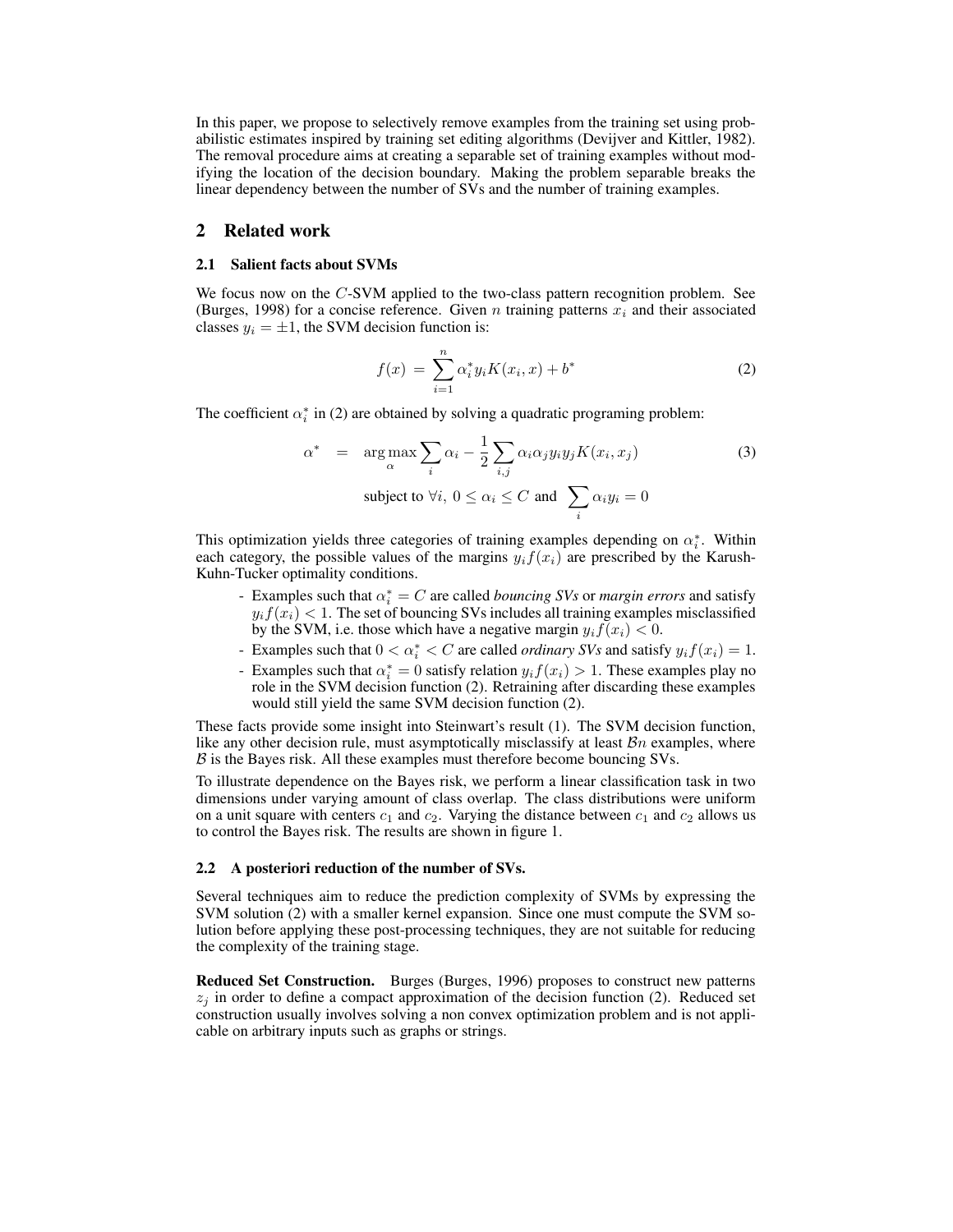In this paper, we propose to selectively remove examples from the training set using probabilistic estimates inspired by training set editing algorithms (Devijver and Kittler, 1982). The removal procedure aims at creating a separable set of training examples without modifying the location of the decision boundary. Making the problem separable breaks the linear dependency between the number of SVs and the number of training examples.

## 2 Related work

### 2.1 Salient facts about SVMs

We focus now on the $C$-SVM applied to the two-class pattern recognition problem. See (Burges, 1998) for a concise reference. Given $n$ training patterns $x_i$ and their associated classes $y_i = \pm 1$, the SVM decision function is:

$$f(x) = \sum_{i=1}^{n} \alpha_i^* y_i K(x_i, x) + b^* \tag{2}$$

The coefficient $\alpha_i^*$ in (2) are obtained by solving a quadratic programing problem:

$$\alpha^* = \arg\max_{\alpha} \sum_i \alpha_i - \frac{1}{2} \sum_{i,j} \alpha_i \alpha_j y_i y_j K(x_i, x_j) \tag{3}$$

$$\text{subject to } \forall i,\ 0 \leq \alpha_i \leq C \text{ and } \sum_i \alpha_i y_i = 0$$

This optimization yields three categories of training examples depending on $\alpha_i^*$. Within each category, the possible values of the margins $y_i f(x_i)$ are prescribed by the Karush-Kuhn-Tucker optimality conditions.

- Examples such that $\alpha_i^* = C$ are called *bouncing SVs* or *margin errors* and satisfy $y_i f(x_i) < 1$. The set of bouncing SVs includes all training examples misclassified by the SVM, i.e. those which have a negative margin $y_i f(x_i) < 0$.
- Examples such that $0 < \alpha_i^* < C$ are called *ordinary SVs* and satisfy $y_i f(x_i) = 1$.
- Examples such that $\alpha_i^* = 0$ satisfy relation $y_i f(x_i) > 1$. These examples play no role in the SVM decision function (2). Retraining after discarding these examples would still yield the same SVM decision function (2).

These facts provide some insight into Steinwart's result (1). The SVM decision function, like any other decision rule, must asymptotically misclassify at least $\mathcal{B}n$ examples, where $\mathcal{B}$ is the Bayes risk. All these examples must therefore become bouncing SVs.

To illustrate dependence on the Bayes risk, we perform a linear classification task in two dimensions under varying amount of class overlap. The class distributions were uniform on a unit square with centers $c_1$ and $c_2$. Varying the distance between $c_1$ and $c_2$ allows us to control the Bayes risk. The results are shown in figure 1.

### 2.2 A posteriori reduction of the number of SVs.

Several techniques aim to reduce the prediction complexity of SVMs by expressing the SVM solution (2) with a smaller kernel expansion. Since one must compute the SVM solution before applying these post-processing techniques, they are not suitable for reducing the complexity of the training stage.

**Reduced Set Construction.** Burges (Burges, 1996) proposes to construct new patterns $z_j$ in order to define a compact approximation of the decision function (2). Reduced set construction usually involves solving a non convex optimization problem and is not applicable on arbitrary inputs such as graphs or strings.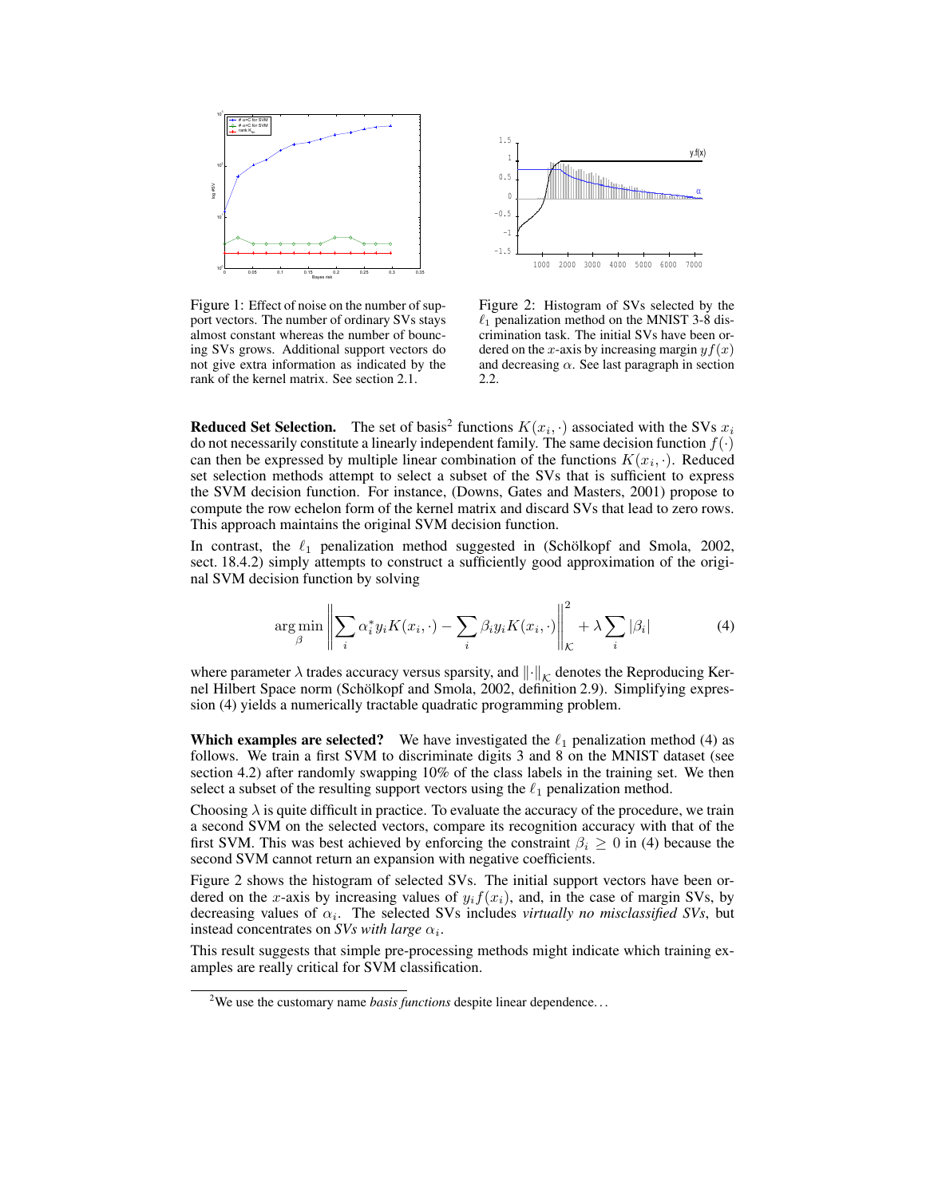Figure 1: Effect of noise on the number of support vectors. The number of ordinary SVs stays almost constant whereas the number of bouncing SVs grows. Additional support vectors do not give extra information as indicated by the rank of the kernel matrix. See section 2.1.

Figure 2: Histogram of SVs selected by the $\ell_1$ penalization method on the MNIST 3-8 discrimination task. The initial SVs have been ordered on the $x$-axis by increasing margin $yf(x)$ and decreasing $\alpha$. See last paragraph in section 2.2.

**Reduced Set Selection.** The set of basis[2] functions $K(x_i, \cdot)$ associated with the SVs $x_i$ do not necessarily constitute a linearly independent family. The same decision function $f(\cdot)$ can then be expressed by multiple linear combination of the functions $K(x_i, \cdot)$. Reduced set selection methods attempt to select a subset of the SVs that is sufficient to express the SVM decision function. For instance, (Downs, Gates and Masters, 2001) propose to compute the row echelon form of the kernel matrix and discard SVs that lead to zero rows. This approach maintains the original SVM decision function.

In contrast, the $\ell_1$ penalization method suggested in (Schölkopf and Smola, 2002, sect. 18.4.2) simply attempts to construct a sufficiently good approximation of the original SVM decision function by solving

$$\arg\min_{\beta} \left\| \sum_i \alpha_i^* y_i K(x_i, \cdot) - \sum_i \beta_i y_i K(x_i, \cdot) \right\|_{\mathcal{K}}^2 + \lambda \sum_i |\beta_i| \tag{4}$$

where parameter $\lambda$ trades accuracy versus sparsity, and $\|\cdot\|_{\mathcal{K}}$ denotes the Reproducing Kernel Hilbert Space norm (Schölkopf and Smola, 2002, definition 2.9). Simplifying expression (4) yields a numerically tractable quadratic programming problem.

**Which examples are selected?** We have investigated the $\ell_1$ penalization method (4) as follows. We train a first SVM to discriminate digits 3 and 8 on the MNIST dataset (see section 4.2) after randomly swapping 10% of the class labels in the training set. We then select a subset of the resulting support vectors using the $\ell_1$ penalization method.

Choosing $\lambda$ is quite difficult in practice. To evaluate the accuracy of the procedure, we train a second SVM on the selected vectors, compare its recognition accuracy with that of the first SVM. This was best achieved by enforcing the constraint $\beta_i \geq 0$ in (4) because the second SVM cannot return an expansion with negative coefficients.

Figure 2 shows the histogram of selected SVs. The initial support vectors have been ordered on the $x$-axis by increasing values of $y_i f(x_i)$, and, in the case of margin SVs, by decreasing values of $\alpha_i$. The selected SVs includes *virtually no misclassified SVs*, but instead concentrates on *SVs with large* $\alpha_i$.

This result suggests that simple pre-processing methods might indicate which training examples are really critical for SVM classification.

[2] We use the customary name *basis functions* despite linear dependence...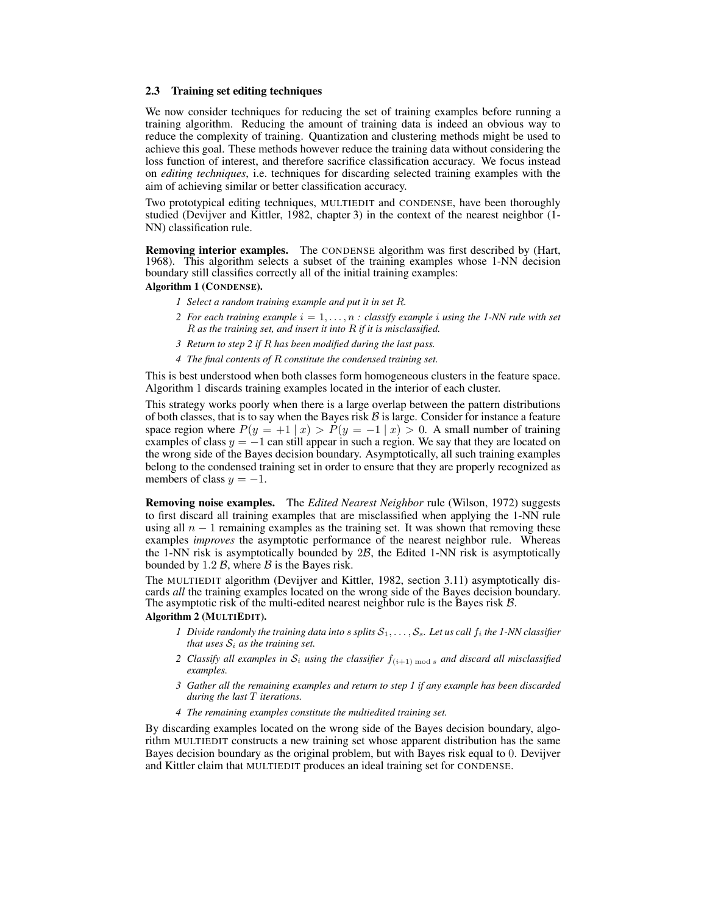### 2.3 Training set editing techniques

We now consider techniques for reducing the set of training examples before running a training algorithm. Reducing the amount of training data is indeed an obvious way to reduce the complexity of training. Quantization and clustering methods might be used to achieve this goal. These methods however reduce the training data without considering the loss function of interest, and therefore sacrifice classification accuracy. We focus instead on *editing techniques*, i.e. techniques for discarding selected training examples with the aim of achieving similar or better classification accuracy.

Two prototypical editing techniques, MULTIEDIT and CONDENSE, have been thoroughly studied (Devijver and Kittler, 1982, chapter 3) in the context of the nearest neighbor (1-NN) classification rule.

**Removing interior examples.** The CONDENSE algorithm was first described by (Hart, 1968). This algorithm selects a subset of the training examples whose 1-NN decision boundary still classifies correctly all of the initial training examples:

**Algorithm 1 (CONDENSE).**

1. *Select a random training example and put it in set $R$.*
2. *For each training example $i = 1, \ldots, n$ : classify example $i$ using the 1-NN rule with set $R$ as the training set, and insert it into $R$ if it is misclassified.*
3. *Return to step 2 if $R$ has been modified during the last pass.*
4. *The final contents of $R$ constitute the condensed training set.*

This is best understood when both classes form homogeneous clusters in the feature space. Algorithm 1 discards training examples located in the interior of each cluster.

This strategy works poorly when there is a large overlap between the pattern distributions of both classes, that is to say when the Bayes risk $\mathcal{B}$ is large. Consider for instance a feature space region where $P(y = +1 \mid x) > P(y = -1 \mid x) > 0$. A small number of training examples of class $y = -1$ can still appear in such a region. We say that they are located on the wrong side of the Bayes decision boundary. Asymptotically, all such training examples belong to the condensed training set in order to ensure that they are properly recognized as members of class $y = -1$.

**Removing noise examples.** The *Edited Nearest Neighbor* rule (Wilson, 1972) suggests to first discard all training examples that are misclassified when applying the 1-NN rule using all $n - 1$ remaining examples as the training set. It was shown that removing these examples *improves* the asymptotic performance of the nearest neighbor rule. Whereas the 1-NN risk is asymptotically bounded by $2\mathcal{B}$, the Edited 1-NN risk is asymptotically bounded by $1.2\,\mathcal{B}$, where $\mathcal{B}$ is the Bayes risk.

The MULTIEDIT algorithm (Devijver and Kittler, 1982, section 3.11) asymptotically discards *all* the training examples located on the wrong side of the Bayes decision boundary. The asymptotic risk of the multi-edited nearest neighbor rule is the Bayes risk $\mathcal{B}$.

**Algorithm 2 (MULTIEDIT).**

1. *Divide randomly the training data into $s$ splits $\mathcal{S}_1, \ldots, \mathcal{S}_s$. Let us call $f_i$ the 1-NN classifier that uses $\mathcal{S}_i$ as the training set.*
2. *Classify all examples in $\mathcal{S}_i$ using the classifier $f_{(i+1) \bmod s}$ and discard all misclassified examples.*
3. *Gather all the remaining examples and return to step 1 if any example has been discarded during the last $T$ iterations.*
4. *The remaining examples constitute the multiedited training set.*

By discarding examples located on the wrong side of the Bayes decision boundary, algorithm MULTIEDIT constructs a new training set whose apparent distribution has the same Bayes decision boundary as the original problem, but with Bayes risk equal to 0. Devijver and Kittler claim that MULTIEDIT produces an ideal training set for CONDENSE.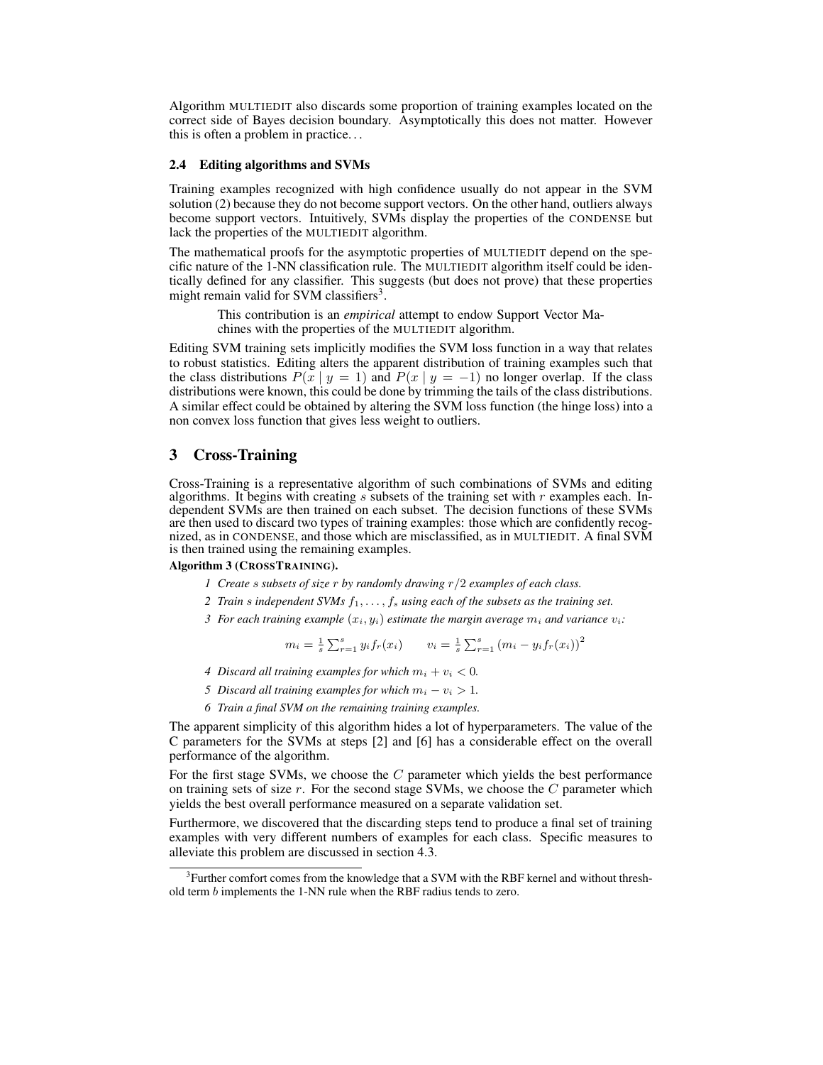Algorithm MULTIEDIT also discards some proportion of training examples located on the correct side of Bayes decision boundary. Asymptotically this does not matter. However this is often a problem in practice...

### 2.4 Editing algorithms and SVMs

Training examples recognized with high confidence usually do not appear in the SVM solution (2) because they do not become support vectors. On the other hand, outliers always become support vectors. Intuitively, SVMs display the properties of the CONDENSE but lack the properties of the MULTIEDIT algorithm.

The mathematical proofs for the asymptotic properties of MULTIEDIT depend on the specific nature of the 1-NN classification rule. The MULTIEDIT algorithm itself could be identically defined for any classifier. This suggests (but does not prove) that these properties might remain valid for SVM classifiers[3].

> This contribution is an *empirical* attempt to endow Support Vector Machines with the properties of the MULTIEDIT algorithm.

Editing SVM training sets implicitly modifies the SVM loss function in a way that relates to robust statistics. Editing alters the apparent distribution of training examples such that the class distributions $P(x \mid y = 1)$ and $P(x \mid y = -1)$ no longer overlap. If the class distributions were known, this could be done by trimming the tails of the class distributions. A similar effect could be obtained by altering the SVM loss function (the hinge loss) into a non convex loss function that gives less weight to outliers.

## 3 Cross-Training

Cross-Training is a representative algorithm of such combinations of SVMs and editing algorithms. It begins with creating $s$ subsets of the training set with $r$ examples each. Independent SVMs are then trained on each subset. The decision functions of these SVMs are then used to discard two types of training examples: those which are confidently recognized, as in CONDENSE, and those which are misclassified, as in MULTIEDIT. A final SVM is then trained using the remaining examples.

**Algorithm 3 (CROSSTRAINING).**

1. *Create $s$ subsets of size $r$ by randomly drawing $r/2$ examples of each class.*
2. *Train $s$ independent SVMs $f_1, \ldots, f_s$ using each of the subsets as the training set.*
3. *For each training example $(x_i, y_i)$ estimate the margin average $m_i$ and variance $v_i$:*

$$m_i = \frac{1}{s} \sum_{r=1}^{s} y_i f_r(x_i) \qquad v_i = \frac{1}{s} \sum_{r=1}^{s} \left(m_i - y_i f_r(x_i)\right)^2$$

4. *Discard all training examples for which $m_i + v_i < 0$.*
5. *Discard all training examples for which $m_i - v_i > 1$.*
6. *Train a final SVM on the remaining training examples.*

The apparent simplicity of this algorithm hides a lot of hyperparameters. The value of the C parameters for the SVMs at steps [2] and [6] has a considerable effect on the overall performance of the algorithm.

For the first stage SVMs, we choose the $C$ parameter which yields the best performance on training sets of size $r$. For the second stage SVMs, we choose the $C$ parameter which yields the best overall performance measured on a separate validation set.

Furthermore, we discovered that the discarding steps tend to produce a final set of training examples with very different numbers of examples for each class. Specific measures to alleviate this problem are discussed in section 4.3.

---

[3] Further comfort comes from the knowledge that a SVM with the RBF kernel and without threshold term $b$ implements the 1-NN rule when the RBF radius tends to zero.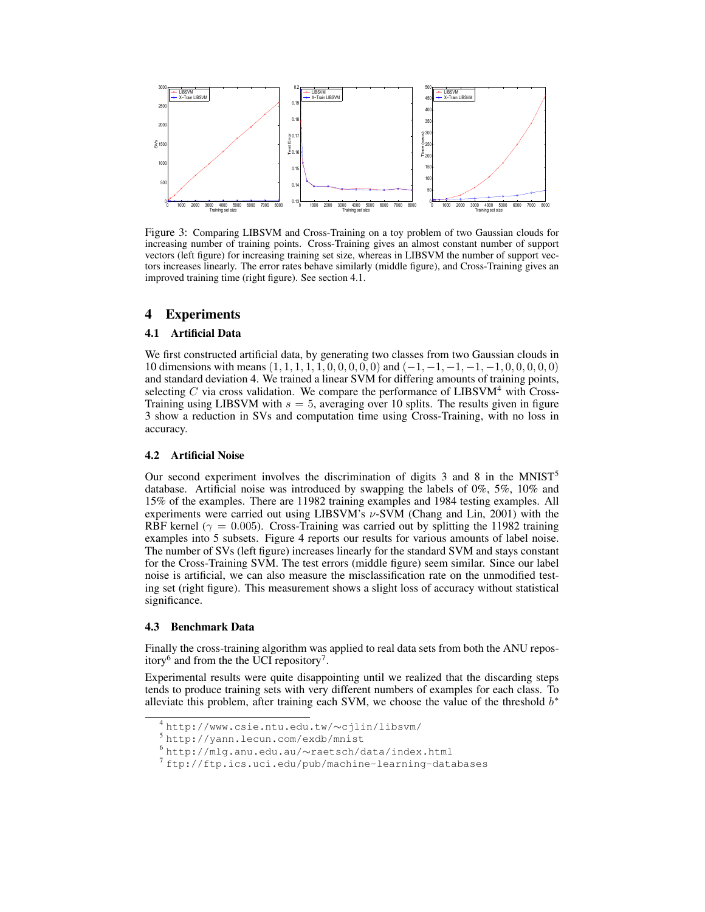Figure 3: Comparing LIBSVM and Cross-Training on a toy problem of two Gaussian clouds for increasing number of training points. Cross-Training gives an almost constant number of support vectors (left figure) for increasing training set size, whereas in LIBSVM the number of support vectors increases linearly. The error rates behave similarly (middle figure), and Cross-Training gives an improved training time (right figure). See section 4.1.

# 4 Experiments

## 4.1 Artificial Data

We first constructed artificial data, by generating two classes from two Gaussian clouds in 10 dimensions with means $(1, 1, 1, 1, 1, 0, 0, 0, 0, 0)$ and $(-1, -1, -1, -1, -1, 0, 0, 0, 0, 0)$ and standard deviation 4. We trained a linear SVM for differing amounts of training points, selecting $C$ via cross validation. We compare the performance of LIBSVM[4] with Cross-Training using LIBSVM with $s = 5$, averaging over 10 splits. The results given in figure 3 show a reduction in SVs and computation time using Cross-Training, with no loss in accuracy.

## 4.2 Artificial Noise

Our second experiment involves the discrimination of digits 3 and 8 in the MNIST[5] database. Artificial noise was introduced by swapping the labels of 0%, 5%, 10% and 15% of the examples. There are 11982 training examples and 1984 testing examples. All experiments were carried out using LIBSVM's $\nu$-SVM (Chang and Lin, 2001) with the RBF kernel ($\gamma = 0.005$). Cross-Training was carried out by splitting the 11982 training examples into 5 subsets. Figure 4 reports our results for various amounts of label noise. The number of SVs (left figure) increases linearly for the standard SVM and stays constant for the Cross-Training SVM. The test errors (middle figure) seem similar. Since our label noise is artificial, we can also measure the misclassification rate on the unmodified testing set (right figure). This measurement shows a slight loss of accuracy without statistical significance.

## 4.3 Benchmark Data

Finally the cross-training algorithm was applied to real data sets from both the ANU repository[6] and from the the UCI repository[7].

Experimental results were quite disappointing until we realized that the discarding steps tends to produce training sets with very different numbers of examples for each class. To alleviate this problem, after training each SVM, we choose the value of the threshold $b^*$

[4] http://www.csie.ntu.edu.tw/∼cjlin/libsvm/

[5] http://yann.lecun.com/exdb/mnist

[6] http://mlg.anu.edu.au/∼raetsch/data/index.html

[7] ftp://ftp.ics.uci.edu/pub/machine-learning-databases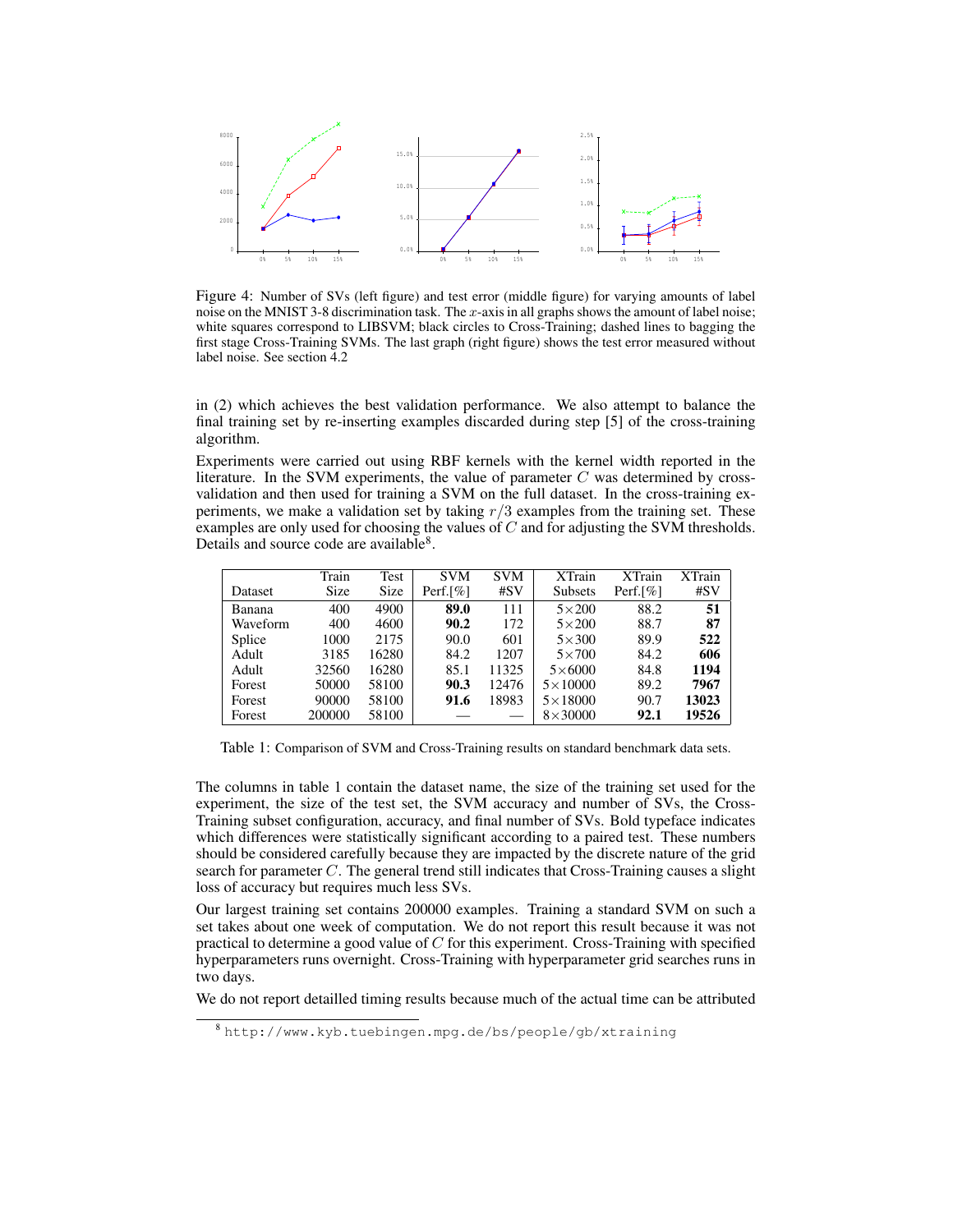Figure 4: Number of SVs (left figure) and test error (middle figure) for varying amounts of label noise on the MNIST 3-8 discrimination task. The $x$-axis in all graphs shows the amount of label noise; white squares correspond to LIBSVM; black circles to Cross-Training; dashed lines to bagging the first stage Cross-Training SVMs. The last graph (right figure) shows the test error measured without label noise. See section 4.2

in (2) which achieves the best validation performance. We also attempt to balance the final training set by re-inserting examples discarded during step [5] of the cross-training algorithm.

Experiments were carried out using RBF kernels with the kernel width reported in the literature. In the SVM experiments, the value of parameter $C$ was determined by cross-validation and then used for training a SVM on the full dataset. In the cross-training experiments, we make a validation set by taking $r/3$ examples from the training set. These examples are only used for choosing the values of $C$ and for adjusting the SVM thresholds. Details and source code are available[8].

| Dataset | Train Size | Test Size | SVM Perf.[%] | SVM #SV | XTrain Subsets | XTrain Perf.[%] | XTrain #SV |
|---|---|---|---|---|---|---|---|
| Banana | 400 | 4900 | **89.0** | 111 | 5×200 | 88.2 | **51** |
| Waveform | 400 | 4600 | **90.2** | 172 | 5×200 | 88.7 | **87** |
| Splice | 1000 | 2175 | 90.0 | 601 | 5×300 | 89.9 | **522** |
| Adult | 3185 | 16280 | 84.2 | 1207 | 5×700 | 84.2 | **606** |
| Adult | 32560 | 16280 | 85.1 | 11325 | 5×6000 | 84.8 | **1194** |
| Forest | 50000 | 58100 | **90.3** | 12476 | 5×10000 | 89.2 | **7967** |
| Forest | 90000 | 58100 | **91.6** | 18983 | 5×18000 | 90.7 | **13023** |
| Forest | 200000 | 58100 | — | — | 8×30000 | **92.1** | **19526** |

Table 1: Comparison of SVM and Cross-Training results on standard benchmark data sets.

The columns in table 1 contain the dataset name, the size of the training set used for the experiment, the size of the test set, the SVM accuracy and number of SVs, the Cross-Training subset configuration, accuracy, and final number of SVs. Bold typeface indicates which differences were statistically significant according to a paired test. These numbers should be considered carefully because they are impacted by the discrete nature of the grid search for parameter $C$. The general trend still indicates that Cross-Training causes a slight loss of accuracy but requires much less SVs.

Our largest training set contains 200000 examples. Training a standard SVM on such a set takes about one week of computation. We do not report this result because it was not practical to determine a good value of $C$ for this experiment. Cross-Training with specified hyperparameters runs overnight. Cross-Training with hyperparameter grid searches runs in two days.

We do not report detailled timing results because much of the actual time can be attributed

[8] http://www.kyb.tuebingen.mpg.de/bs/people/gb/xtraining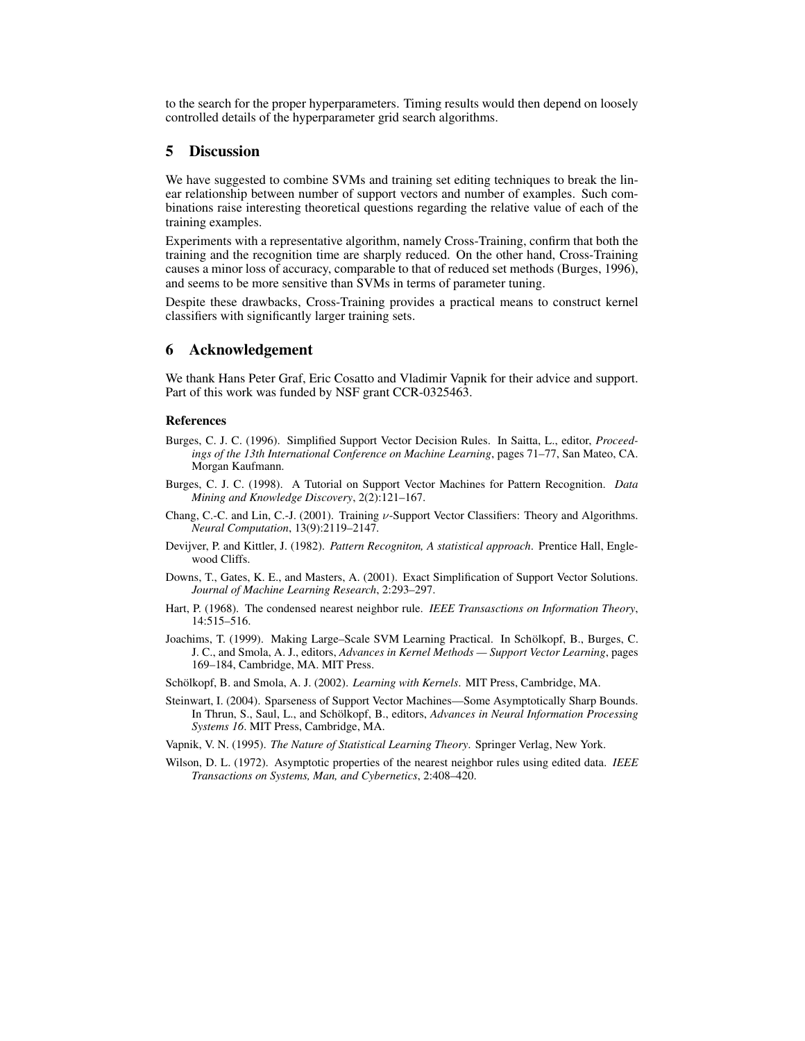to the search for the proper hyperparameters. Timing results would then depend on loosely controlled details of the hyperparameter grid search algorithms.

## 5 Discussion

We have suggested to combine SVMs and training set editing techniques to break the linear relationship between number of support vectors and number of examples. Such combinations raise interesting theoretical questions regarding the relative value of each of the training examples.

Experiments with a representative algorithm, namely Cross-Training, confirm that both the training and the recognition time are sharply reduced. On the other hand, Cross-Training causes a minor loss of accuracy, comparable to that of reduced set methods (Burges, 1996), and seems to be more sensitive than SVMs in terms of parameter tuning.

Despite these drawbacks, Cross-Training provides a practical means to construct kernel classifiers with significantly larger training sets.

## 6 Acknowledgement

We thank Hans Peter Graf, Eric Cosatto and Vladimir Vapnik for their advice and support. Part of this work was funded by NSF grant CCR-0325463.

### References

Burges, C. J. C. (1996). Simplified Support Vector Decision Rules. In Saitta, L., editor, *Proceedings of the 13th International Conference on Machine Learning*, pages 71–77, San Mateo, CA. Morgan Kaufmann.

Burges, C. J. C. (1998). A Tutorial on Support Vector Machines for Pattern Recognition. *Data Mining and Knowledge Discovery*, 2(2):121–167.

Chang, C.-C. and Lin, C.-J. (2001). Training $\nu$-Support Vector Classifiers: Theory and Algorithms. *Neural Computation*, 13(9):2119–2147.

Devijver, P. and Kittler, J. (1982). *Pattern Recogniton, A statistical approach*. Prentice Hall, Englewood Cliffs.

Downs, T., Gates, K. E., and Masters, A. (2001). Exact Simplification of Support Vector Solutions. *Journal of Machine Learning Research*, 2:293–297.

Hart, P. (1968). The condensed nearest neighbor rule. *IEEE Transasctions on Information Theory*, 14:515–516.

Joachims, T. (1999). Making Large–Scale SVM Learning Practical. In Schölkopf, B., Burges, C. J. C., and Smola, A. J., editors, *Advances in Kernel Methods — Support Vector Learning*, pages 169–184, Cambridge, MA. MIT Press.

Schölkopf, B. and Smola, A. J. (2002). *Learning with Kernels*. MIT Press, Cambridge, MA.

Steinwart, I. (2004). Sparseness of Support Vector Machines—Some Asymptotically Sharp Bounds. In Thrun, S., Saul, L., and Schölkopf, B., editors, *Advances in Neural Information Processing Systems 16*. MIT Press, Cambridge, MA.

Vapnik, V. N. (1995). *The Nature of Statistical Learning Theory*. Springer Verlag, New York.

Wilson, D. L. (1972). Asymptotic properties of the nearest neighbor rules using edited data. *IEEE Transactions on Systems, Man, and Cybernetics*, 2:408–420.